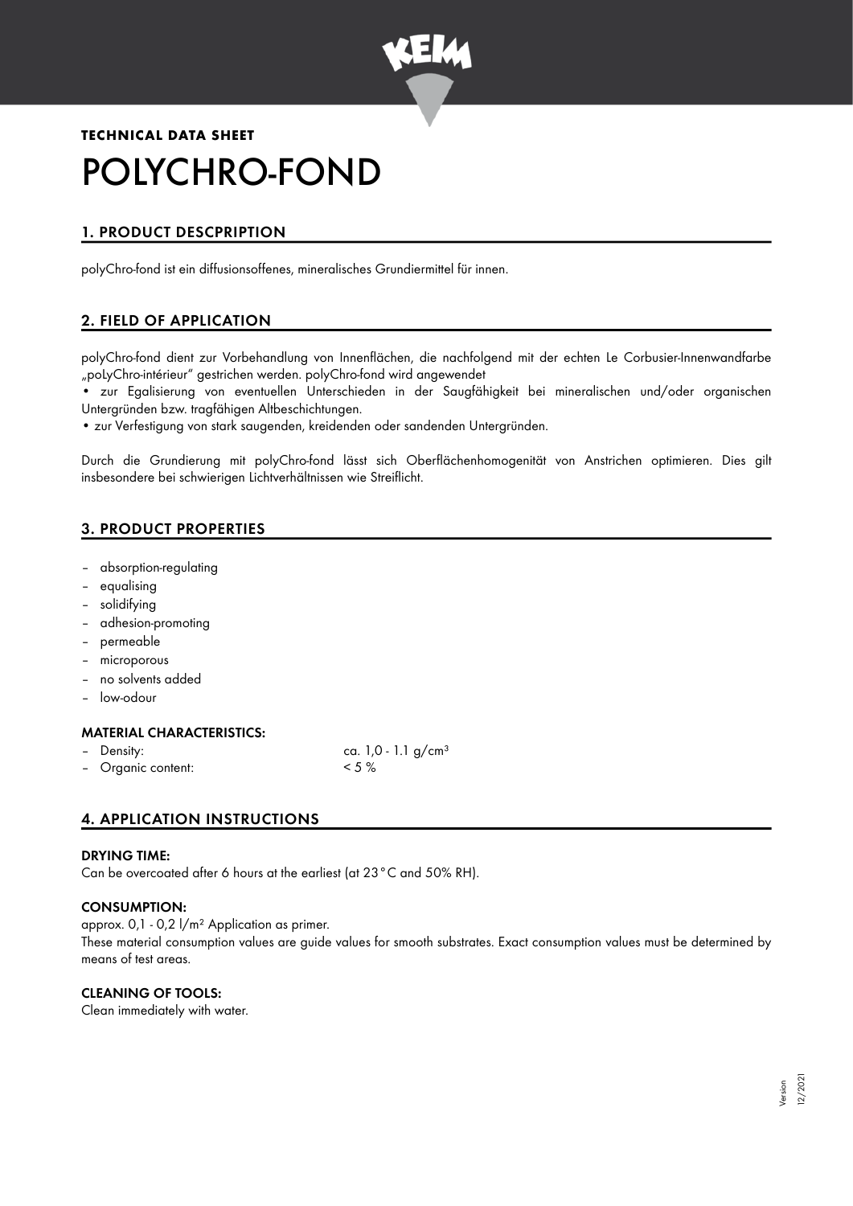**TECHNICAL DATA SHEET**

# POLYCHRO-FOND

## 1. PRODUCT DESCPRIPTION

polyChro-fond ist ein diffusionsoffenes, mineralisches Grundiermittel für innen.

## 2. FIELD OF APPLICATION

polyChro-fond dient zur Vorbehandlung von Innenflächen, die nachfolgend mit der echten Le Corbusier-Innenwandfarbe „poLyChro-intérieur" gestrichen werden. polyChro-fond wird angewendet

• zur Egalisierung von eventuellen Unterschieden in der Saugfähigkeit bei mineralischen und/oder organischen Untergründen bzw. tragfähigen Altbeschichtungen.

• zur Verfestigung von stark saugenden, kreidenden oder sandenden Untergründen.

Durch die Grundierung mit polyChro-fond lässt sich Oberflächenhomogenität von Anstrichen optimieren. Dies gilt insbesondere bei schwierigen Lichtverhältnissen wie Streiflicht.

## 3. PRODUCT PROPERTIES

- absorption-regulating
- equalising
- solidifying
- adhesion-promoting
- permeable
- microporous
- no solvents added
- low-odour

### MATERIAL CHARACTERISTICS:

- Density: ca. 1,0 - 1.1 g/cm³
- Organic content: < 5 %

## 4. APPLICATION INSTRUCTIONS

### DRYING TIME:

Can be overcoated after 6 hours at the earliest (at 23 °C and 50% RH).

### CONSUMPTION:

approx. 0,1 - 0,2 l/m² Application as primer.
These material consumption values are guide values for smooth substrates. Exact consumption values must be determined by means of test areas.

### CLEANING OF TOOLS:

Clean immediately with water.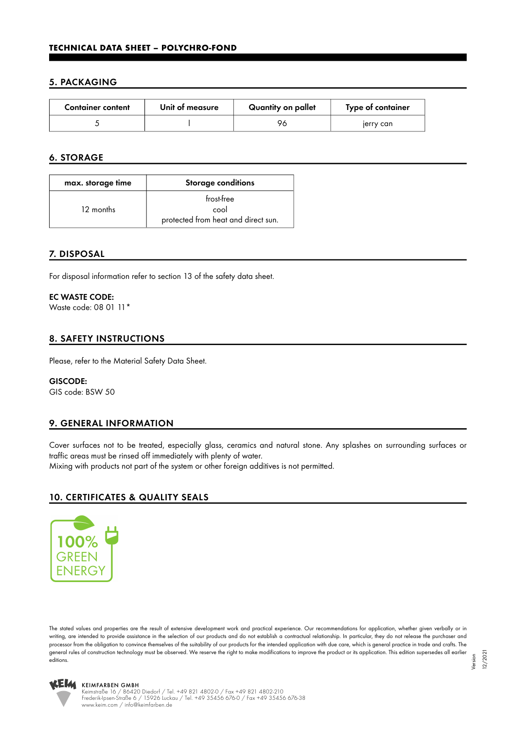# TECHNICAL DATA SHEET – POLYCHRO-FOND

## 5. PACKAGING

| Container content | Unit of measure | Quantity on pallet | Type of container |
|---|---|---|---|
| 5 | l | 96 | jerry can |

## 6. STORAGE

| max. storage time | Storage conditions |
|---|---|
| 12 months | frost-free<br>cool<br>protected from heat and direct sun. |

## 7. DISPOSAL

For disposal information refer to section 13 of the safety data sheet.

**EC WASTE CODE:**
Waste code: 08 01 11*

## 8. SAFETY INSTRUCTIONS

Please, refer to the Material Safety Data Sheet.

**GISCODE:**
GIS code: BSW 50

## 9. GENERAL INFORMATION

Cover surfaces not to be treated, especially glass, ceramics and natural stone. Any splashes on surrounding surfaces or traffic areas must be rinsed off immediately with plenty of water.
Mixing with products not part of the system or other foreign additives is not permitted.

## 10. CERTIFICATES & QUALITY SEALS

100% GREEN ENERGY

The stated values and properties are the result of extensive development work and practical experience. Our recommendations for application, whether given verbally or in writing, are intended to provide assistance in the selection of our products and do not establish a contractual relationship. In particular, they do not release the purchaser and processor from the obligation to convince themselves of the suitability of our products for the intended application with due care, which is general practice in trade and crafts. The general rules of construction technology must be observed. We reserve the right to make modifications to improve the product or its application. This edition supersedes all earlier editions.

Version 12/2021

KEIMFARBEN GMBH
Keimstraße 16 / 86420 Diedorf / Tel. +49 821 4802-0 / Fax +49 821 4802-210
Frederik-Ipsen-Straße 6 / 15926 Luckau / Tel. +49 35456 676-0 / Fax +49 35456 676-38
www.keim.com / info@keimfarben.de